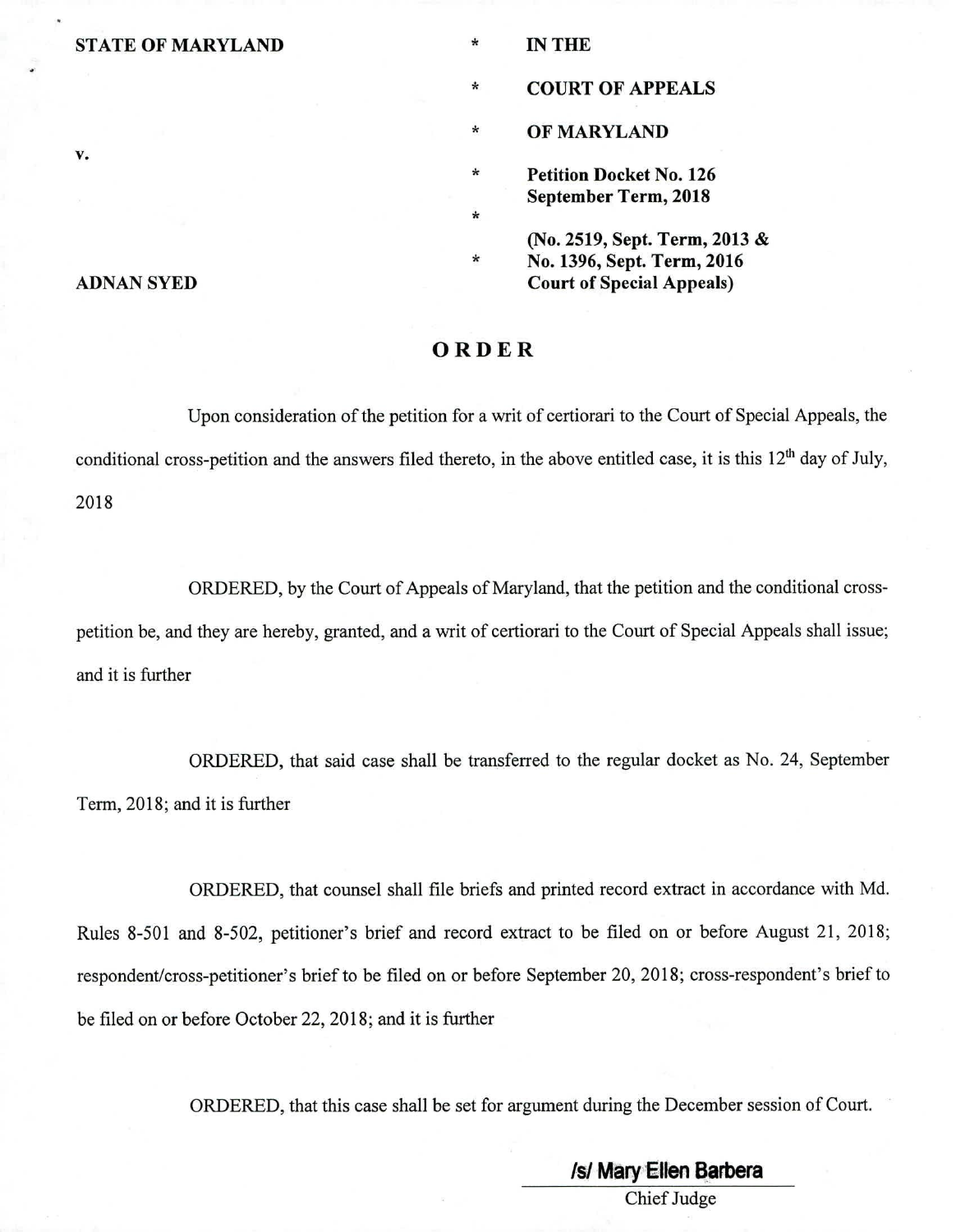| | | |
|---|---|---|
| **STATE OF MARYLAND** | * | **IN THE** |
| | * | **COURT OF APPEALS** |
| | * | **OF MARYLAND** |
| **v.** | * | **Petition Docket No. 126** **September Term, 2018** |
| | * | |
| | * | **(No. 2519, Sept. Term, 2013 & No. 1396, Sept. Term, 2016 Court of Special Appeals)** |
| **ADNAN SYED** | | |

## ORDER

Upon consideration of the petition for a writ of certiorari to the Court of Special Appeals, the conditional cross-petition and the answers filed thereto, in the above entitled case, it is this 12th day of July, 2018

ORDERED, by the Court of Appeals of Maryland, that the petition and the conditional cross-petition be, and they are hereby, granted, and a writ of certiorari to the Court of Special Appeals shall issue; and it is further

ORDERED, that said case shall be transferred to the regular docket as No. 24, September Term, 2018; and it is further

ORDERED, that counsel shall file briefs and printed record extract in accordance with Md. Rules 8-501 and 8-502, petitioner's brief and record extract to be filed on or before August 21, 2018; respondent/cross-petitioner's brief to be filed on or before September 20, 2018; cross-respondent's brief to be filed on or before October 22, 2018; and it is further

ORDERED, that this case shall be set for argument during the December session of Court.

/s/ Mary Ellen Barbera
Chief Judge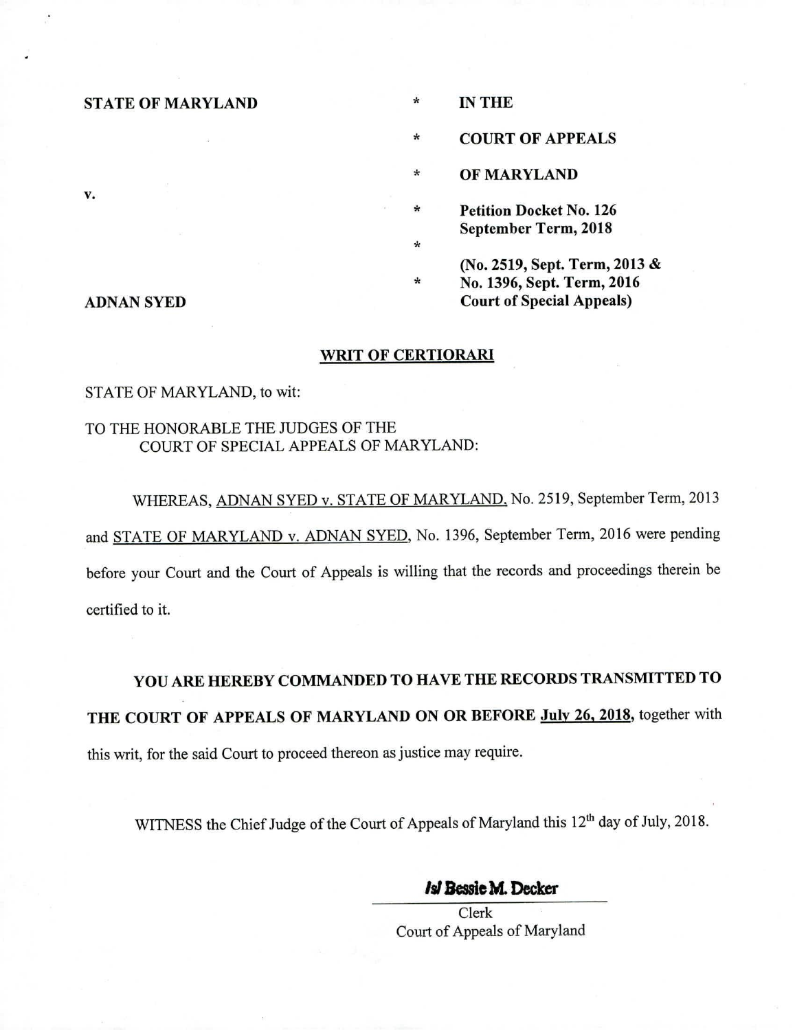**STATE OF MARYLAND**

v.

**ADNAN SYED**

\* **IN THE**

\* **COURT OF APPEALS**

\* **OF MARYLAND**

\* **Petition Docket No. 126**
**September Term, 2018**

\*

\* **(No. 2519, Sept. Term, 2013 & No. 1396, Sept. Term, 2016 Court of Special Appeals)**

## WRIT OF CERTIORARI

STATE OF MARYLAND, to wit:

TO THE HONORABLE THE JUDGES OF THE
COURT OF SPECIAL APPEALS OF MARYLAND:

WHEREAS, ADNAN SYED v. STATE OF MARYLAND, No. 2519, September Term, 2013 and STATE OF MARYLAND v. ADNAN SYED, No. 1396, September Term, 2016 were pending before your Court and the Court of Appeals is willing that the records and proceedings therein be certified to it.

**YOU ARE HEREBY COMMANDED TO HAVE THE RECORDS TRANSMITTED TO THE COURT OF APPEALS OF MARYLAND ON OR BEFORE July 26, 2018,** together with this writ, for the said Court to proceed thereon as justice may require.

WITNESS the Chief Judge of the Court of Appeals of Maryland this 12th day of July, 2018.

*/s/ Bessie M. Decker*

Clerk
Court of Appeals of Maryland